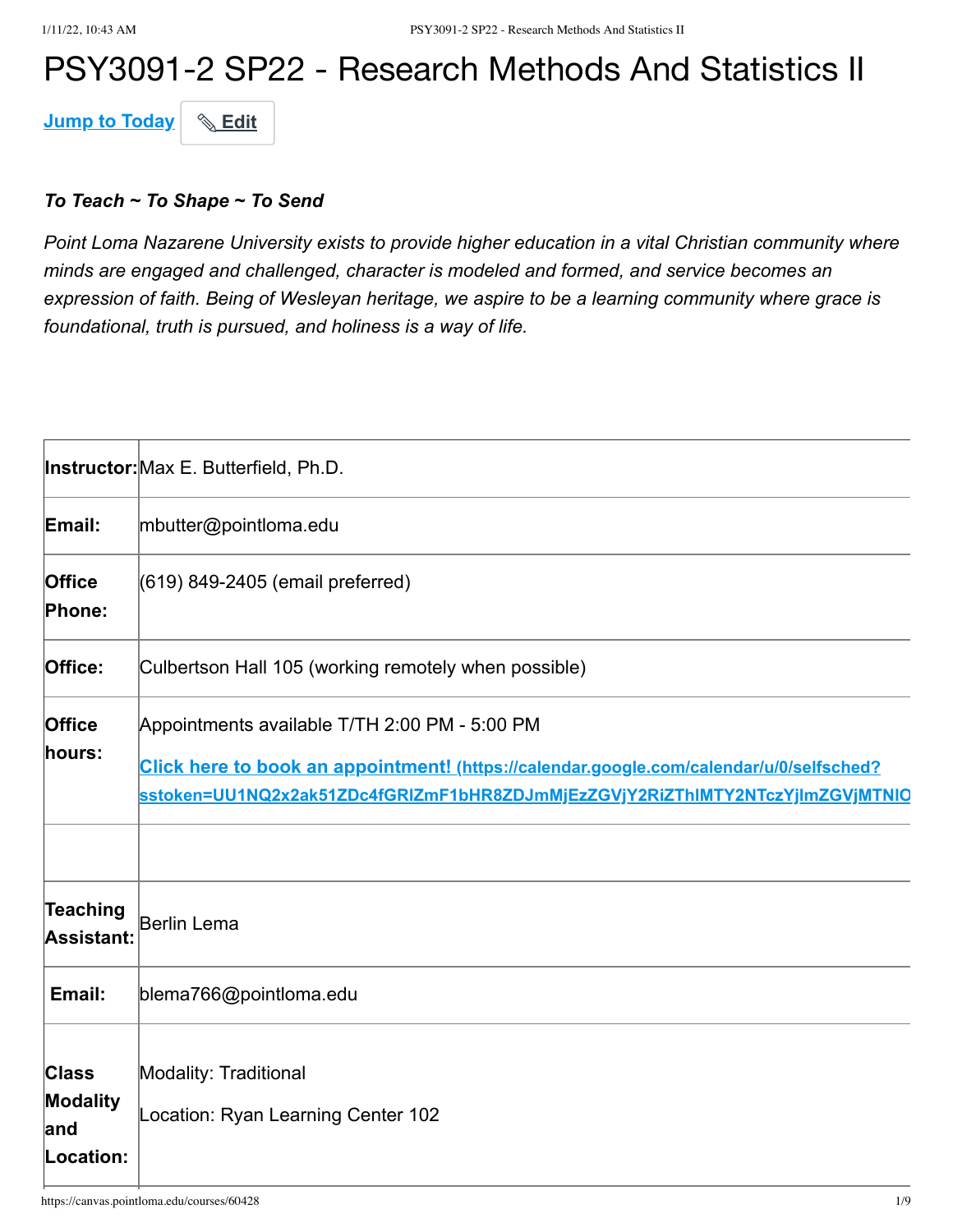# PSY3091-2 SP22 - Research Methods And Statistics II

Jump to Today Edit

***To Teach ~ To Shape ~ To Send***

*Point Loma Nazarene University exists to provide higher education in a vital Christian community where minds are engaged and challenged, character is modeled and formed, and service becomes an expression of faith. Being of Wesleyan heritage, we aspire to be a learning community where grace is foundational, truth is pursued, and holiness is a way of life.*

| | |
|---|---|
| **Instructor:** | Max E. Butterfield, Ph.D. |
| **Email:** | mbutter@pointloma.edu |
| **Office Phone:** | (619) 849-2405 (email preferred) |
| **Office:** | Culbertson Hall 105 (working remotely when possible) |
| **Office hours:** | Appointments available T/TH 2:00 PM - 5:00 PM<br>[Click here to book an appointment! (https://calendar.google.com/calendar/u/0/selfsched?sstoken=UU1NQ2x2ak51ZDc4fGRlZmF1bHR8ZDJmMjEzZGVjY2RiZThlMTY2NTczYjlmZGVjMTNlO](https://calendar.google.com/calendar/u/0/selfsched?sstoken=UU1NQ2x2ak51ZDc4fGRlZmF1bHR8ZDJmMjEzZGVjY2RiZThlMTY2NTczYjlmZGVjMTNlO) |
| | |
| **Teaching Assistant:** | Berlin Lema |
| **Email:** | blema766@pointloma.edu |
| **Class Modality and Location:** | Modality: Traditional<br>Location: Ryan Learning Center 102 |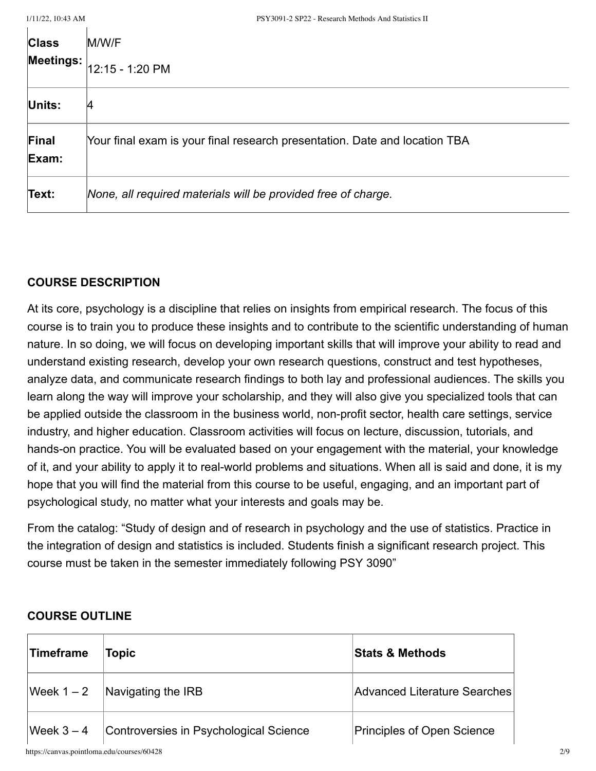| | |
|---|---|
| **Class Meetings:** | M/W/F<br>12:15 - 1:20 PM |
| **Units:** | 4 |
| **Final Exam:** | Your final exam is your final research presentation. Date and location TBA |
| **Text:** | *None, all required materials will be provided free of charge.* |

## COURSE DESCRIPTION

At its core, psychology is a discipline that relies on insights from empirical research. The focus of this course is to train you to produce these insights and to contribute to the scientific understanding of human nature. In so doing, we will focus on developing important skills that will improve your ability to read and understand existing research, develop your own research questions, construct and test hypotheses, analyze data, and communicate research findings to both lay and professional audiences. The skills you learn along the way will improve your scholarship, and they will also give you specialized tools that can be applied outside the classroom in the business world, non-profit sector, health care settings, service industry, and higher education. Classroom activities will focus on lecture, discussion, tutorials, and hands-on practice. You will be evaluated based on your engagement with the material, your knowledge of it, and your ability to apply it to real-world problems and situations. When all is said and done, it is my hope that you will find the material from this course to be useful, engaging, and an important part of psychological study, no matter what your interests and goals may be.

From the catalog: "Study of design and of research in psychology and the use of statistics. Practice in the integration of design and statistics is included. Students finish a significant research project. This course must be taken in the semester immediately following PSY 3090"

## COURSE OUTLINE

| Timeframe | Topic | Stats & Methods |
|---|---|---|
| Week 1 – 2 | Navigating the IRB | Advanced Literature Searches |
| Week 3 – 4 | Controversies in Psychological Science | Principles of Open Science |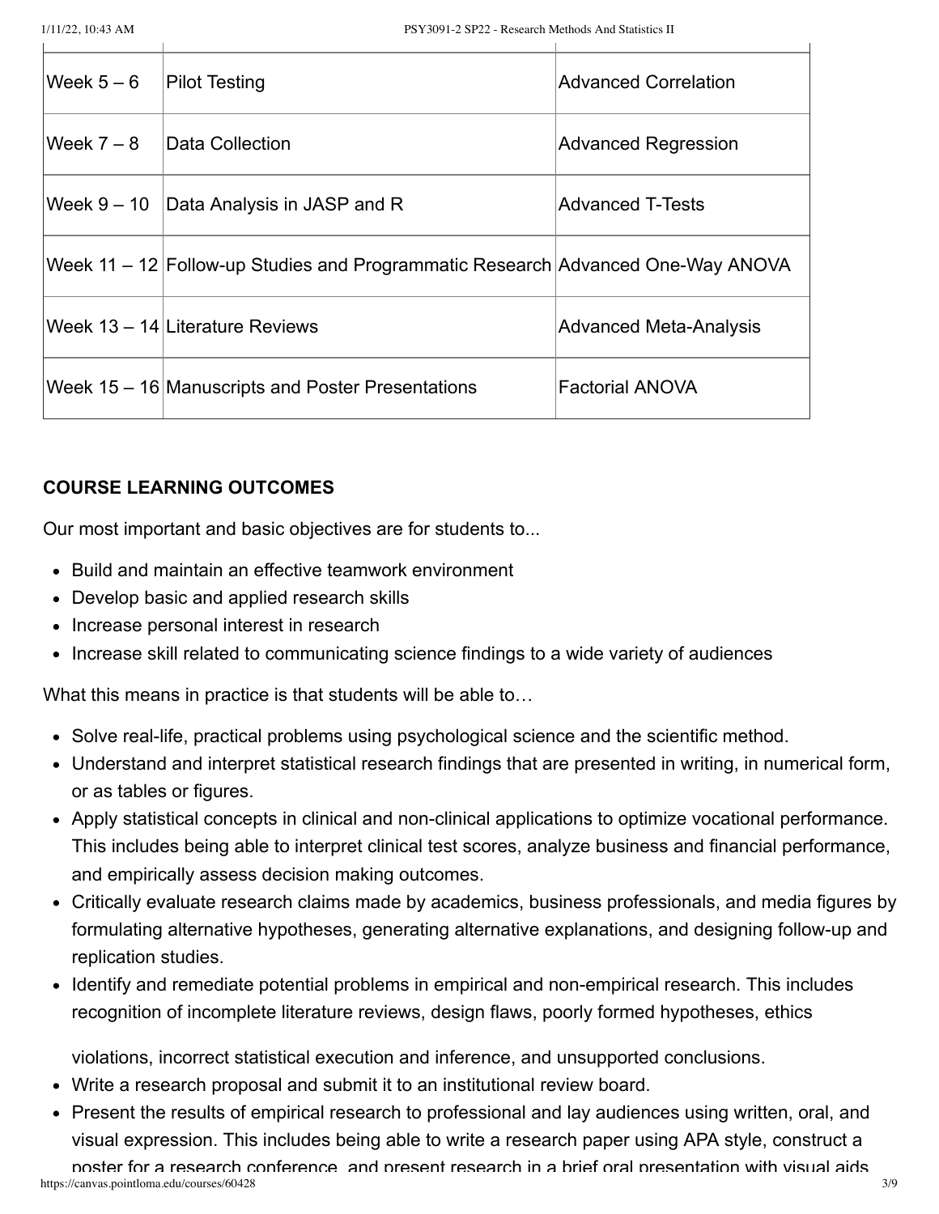| | | |
|---|---|---|
| Week 5 – 6 | Pilot Testing | Advanced Correlation |
| Week 7 – 8 | Data Collection | Advanced Regression |
| Week 9 – 10 | Data Analysis in JASP and R | Advanced T-Tests |
| Week 11 – 12 | Follow-up Studies and Programmatic Research | Advanced One-Way ANOVA |
| Week 13 – 14 | Literature Reviews | Advanced Meta-Analysis |
| Week 15 – 16 | Manuscripts and Poster Presentations | Factorial ANOVA |

**COURSE LEARNING OUTCOMES**

Our most important and basic objectives are for students to...

- Build and maintain an effective teamwork environment
- Develop basic and applied research skills
- Increase personal interest in research
- Increase skill related to communicating science findings to a wide variety of audiences

What this means in practice is that students will be able to…

- Solve real-life, practical problems using psychological science and the scientific method.
- Understand and interpret statistical research findings that are presented in writing, in numerical form, or as tables or figures.
- Apply statistical concepts in clinical and non-clinical applications to optimize vocational performance. This includes being able to interpret clinical test scores, analyze business and financial performance, and empirically assess decision making outcomes.
- Critically evaluate research claims made by academics, business professionals, and media figures by formulating alternative hypotheses, generating alternative explanations, and designing follow-up and replication studies.
- Identify and remediate potential problems in empirical and non-empirical research. This includes recognition of incomplete literature reviews, design flaws, poorly formed hypotheses, ethics violations, incorrect statistical execution and inference, and unsupported conclusions.
- Write a research proposal and submit it to an institutional review board.
- Present the results of empirical research to professional and lay audiences using written, oral, and visual expression. This includes being able to write a research paper using APA style, construct a poster for a research conference, and present research in a brief oral presentation with visual aids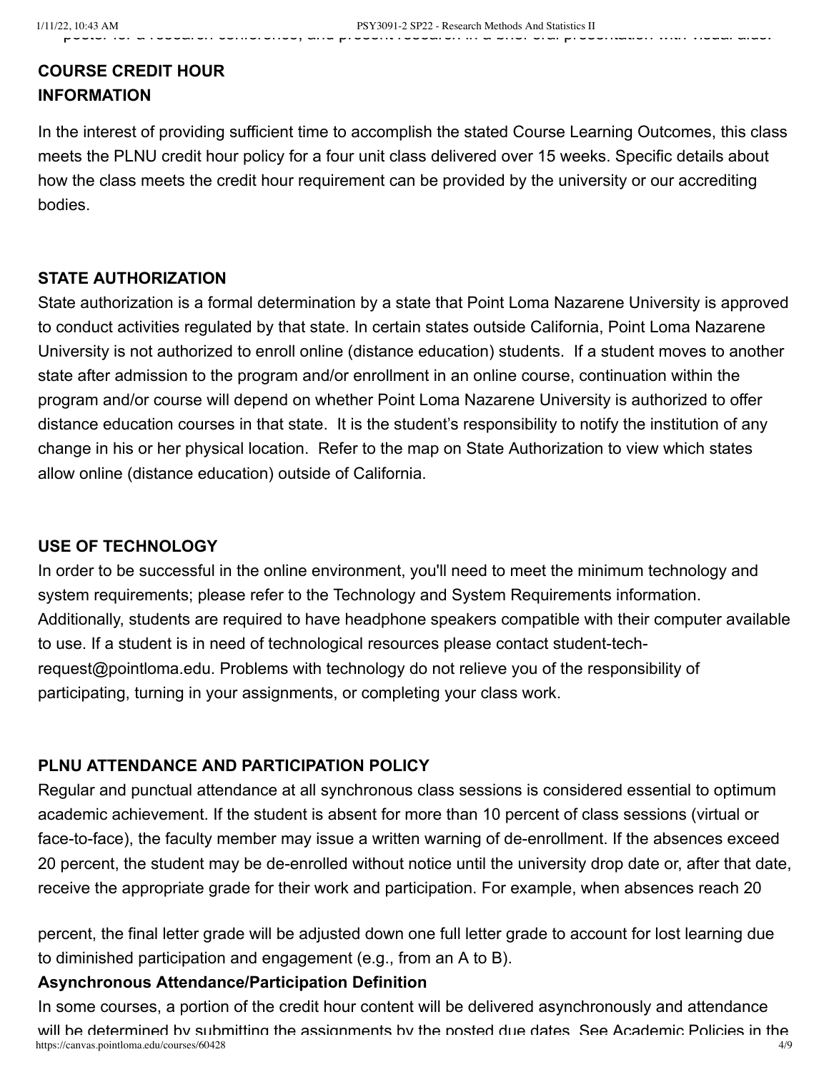poster for a research conference, and present research in a brief oral presentation with visual aids.

**COURSE CREDIT HOUR INFORMATION**

In the interest of providing sufficient time to accomplish the stated Course Learning Outcomes, this class meets the PLNU credit hour policy for a four unit class delivered over 15 weeks. Specific details about how the class meets the credit hour requirement can be provided by the university or our accrediting bodies.

**STATE AUTHORIZATION**

State authorization is a formal determination by a state that Point Loma Nazarene University is approved to conduct activities regulated by that state. In certain states outside California, Point Loma Nazarene University is not authorized to enroll online (distance education) students. If a student moves to another state after admission to the program and/or enrollment in an online course, continuation within the program and/or course will depend on whether Point Loma Nazarene University is authorized to offer distance education courses in that state. It is the student's responsibility to notify the institution of any change in his or her physical location. Refer to the map on State Authorization to view which states allow online (distance education) outside of California.

**USE OF TECHNOLOGY**

In order to be successful in the online environment, you'll need to meet the minimum technology and system requirements; please refer to the Technology and System Requirements information. Additionally, students are required to have headphone speakers compatible with their computer available to use. If a student is in need of technological resources please contact student-tech-request@pointloma.edu. Problems with technology do not relieve you of the responsibility of participating, turning in your assignments, or completing your class work.

**PLNU ATTENDANCE AND PARTICIPATION POLICY**

Regular and punctual attendance at all synchronous class sessions is considered essential to optimum academic achievement. If the student is absent for more than 10 percent of class sessions (virtual or face-to-face), the faculty member may issue a written warning of de-enrollment. If the absences exceed 20 percent, the student may be de-enrolled without notice until the university drop date or, after that date, receive the appropriate grade for their work and participation. For example, when absences reach 20 percent, the final letter grade will be adjusted down one full letter grade to account for lost learning due to diminished participation and engagement (e.g., from an A to B).

**Asynchronous Attendance/Participation Definition**

In some courses, a portion of the credit hour content will be delivered asynchronously and attendance will be determined by submitting the assignments by the posted due dates. See Academic Policies in the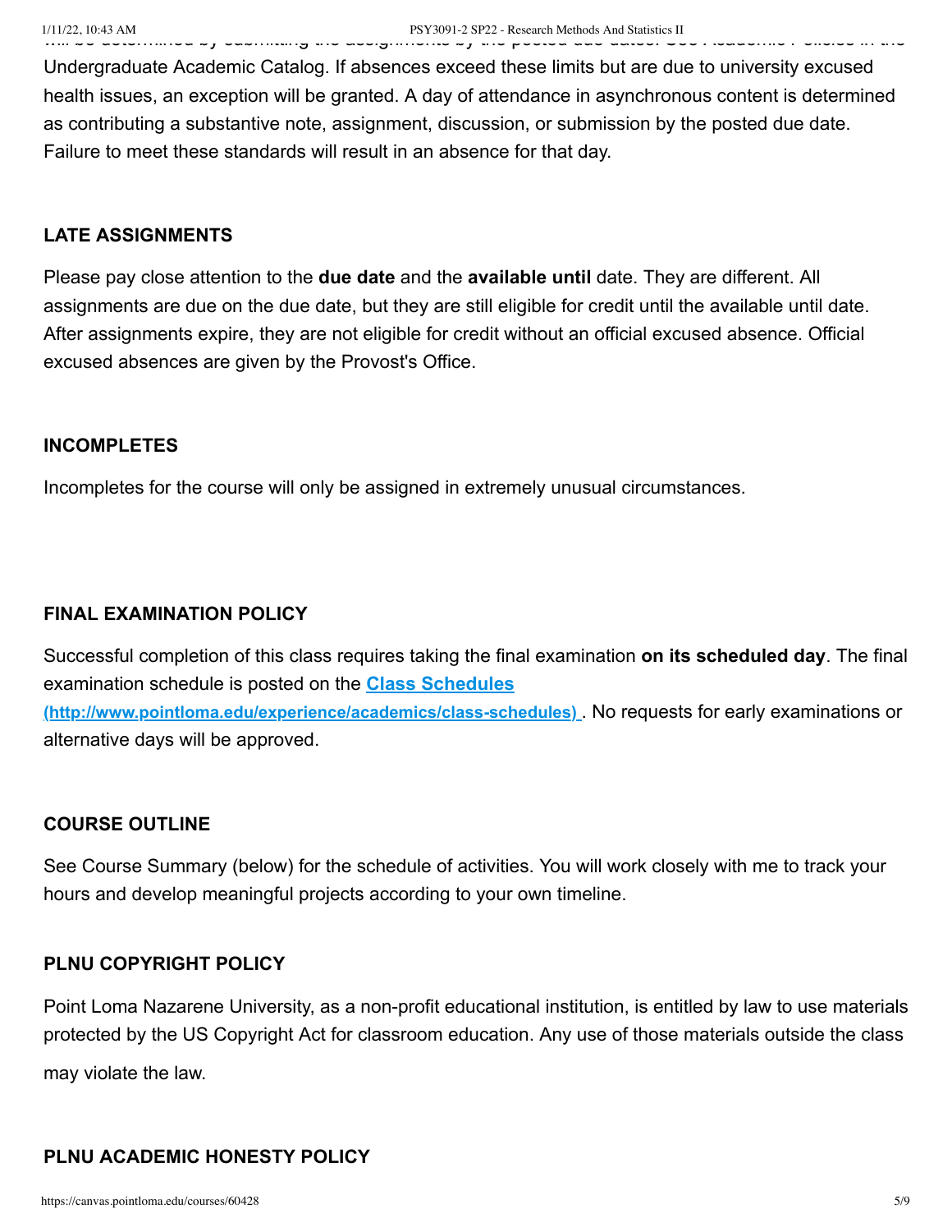will be determined by submitting the assignments by the posted due date. See Academic Policies in the Undergraduate Academic Catalog. If absences exceed these limits but are due to university excused health issues, an exception will be granted. A day of attendance in asynchronous content is determined as contributing a substantive note, assignment, discussion, or submission by the posted due date. Failure to meet these standards will result in an absence for that day.

### LATE ASSIGNMENTS

Please pay close attention to the **due date** and the **available until** date. They are different. All assignments are due on the due date, but they are still eligible for credit until the available until date. After assignments expire, they are not eligible for credit without an official excused absence. Official excused absences are given by the Provost's Office.

### INCOMPLETES

Incompletes for the course will only be assigned in extremely unusual circumstances.

### FINAL EXAMINATION POLICY

Successful completion of this class requires taking the final examination **on its scheduled day**. The final examination schedule is posted on the **[Class Schedules (http://www.pointloma.edu/experience/academics/class-schedules)](http://www.pointloma.edu/experience/academics/class-schedules)**. No requests for early examinations or alternative days will be approved.

### COURSE OUTLINE

See Course Summary (below) for the schedule of activities. You will work closely with me to track your hours and develop meaningful projects according to your own timeline.

### PLNU COPYRIGHT POLICY

Point Loma Nazarene University, as a non-profit educational institution, is entitled by law to use materials protected by the US Copyright Act for classroom education. Any use of those materials outside the class may violate the law.

### PLNU ACADEMIC HONESTY POLICY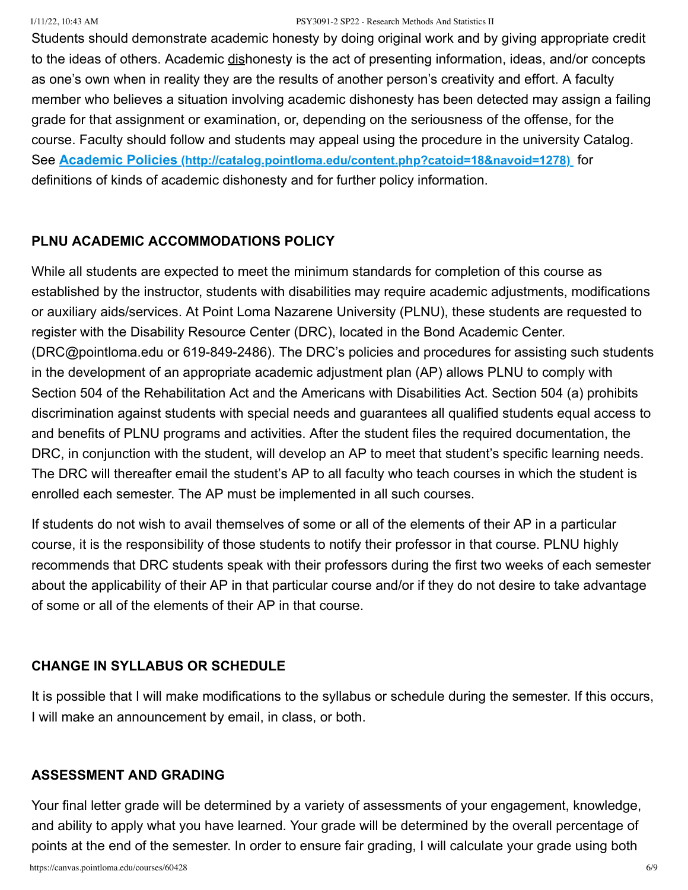Students should demonstrate academic honesty by doing original work and by giving appropriate credit to the ideas of others. Academic dishonesty is the act of presenting information, ideas, and/or concepts as one's own when in reality they are the results of another person's creativity and effort. A faculty member who believes a situation involving academic dishonesty has been detected may assign a failing grade for that assignment or examination, or, depending on the seriousness of the offense, for the course. Faculty should follow and students may appeal using the procedure in the university Catalog. See **[Academic Policies](http://catalog.pointloma.edu/content.php?catoid=18&navoid=1278) (http://catalog.pointloma.edu/content.php?catoid=18&navoid=1278)** for definitions of kinds of academic dishonesty and for further policy information.

**PLNU ACADEMIC ACCOMMODATIONS POLICY**

While all students are expected to meet the minimum standards for completion of this course as established by the instructor, students with disabilities may require academic adjustments, modifications or auxiliary aids/services. At Point Loma Nazarene University (PLNU), these students are requested to register with the Disability Resource Center (DRC), located in the Bond Academic Center. (DRC@pointloma.edu or 619-849-2486). The DRC's policies and procedures for assisting such students in the development of an appropriate academic adjustment plan (AP) allows PLNU to comply with Section 504 of the Rehabilitation Act and the Americans with Disabilities Act. Section 504 (a) prohibits discrimination against students with special needs and guarantees all qualified students equal access to and benefits of PLNU programs and activities. After the student files the required documentation, the DRC, in conjunction with the student, will develop an AP to meet that student's specific learning needs. The DRC will thereafter email the student's AP to all faculty who teach courses in which the student is enrolled each semester. The AP must be implemented in all such courses.

If students do not wish to avail themselves of some or all of the elements of their AP in a particular course, it is the responsibility of those students to notify their professor in that course. PLNU highly recommends that DRC students speak with their professors during the first two weeks of each semester about the applicability of their AP in that particular course and/or if they do not desire to take advantage of some or all of the elements of their AP in that course.

**CHANGE IN SYLLABUS OR SCHEDULE**

It is possible that I will make modifications to the syllabus or schedule during the semester. If this occurs, I will make an announcement by email, in class, or both.

**ASSESSMENT AND GRADING**

Your final letter grade will be determined by a variety of assessments of your engagement, knowledge, and ability to apply what you have learned. Your grade will be determined by the overall percentage of points at the end of the semester. In order to ensure fair grading, I will calculate your grade using both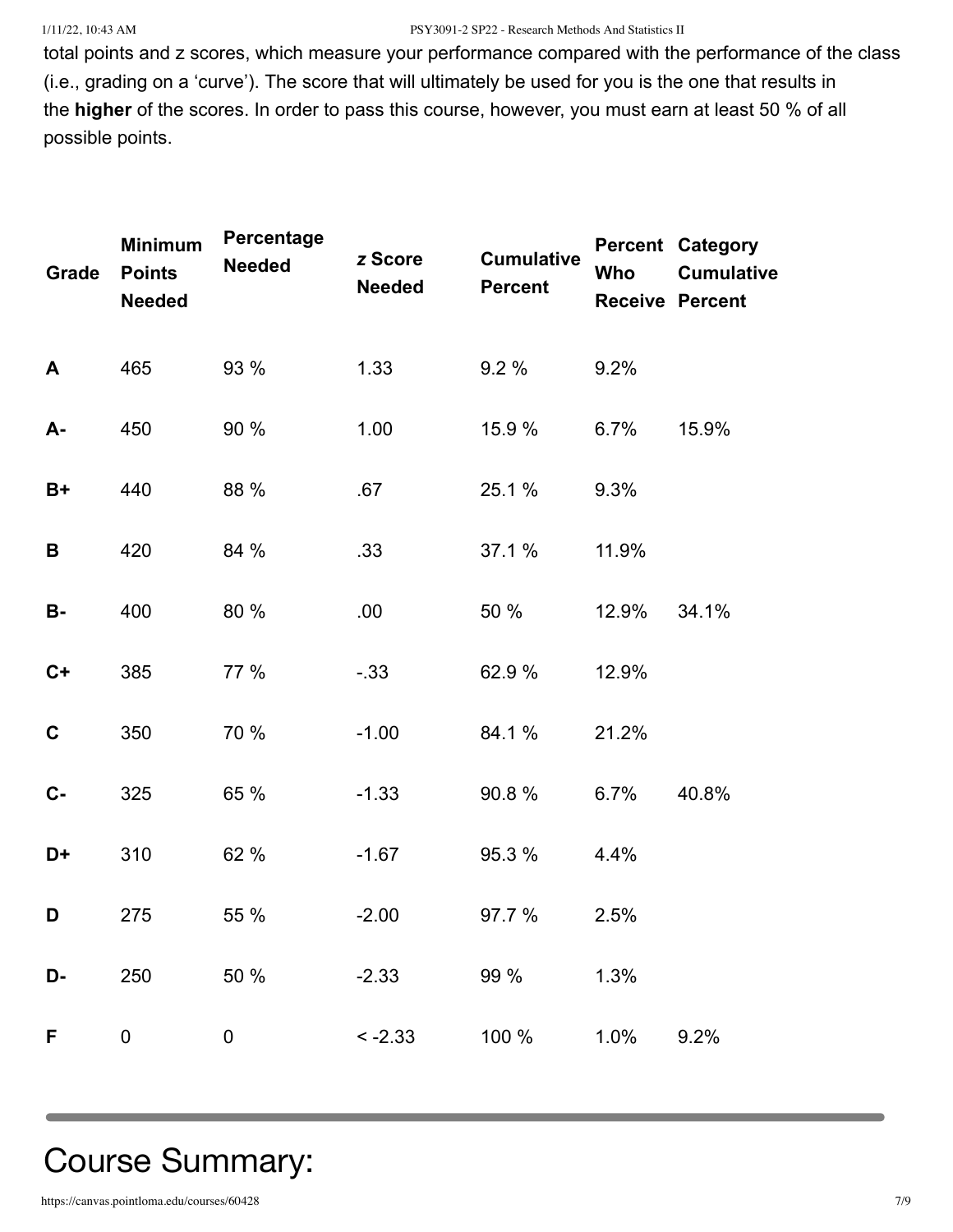total points and z scores, which measure your performance compared with the performance of the class (i.e., grading on a 'curve'). The score that will ultimately be used for you is the one that results in the **higher** of the scores. In order to pass this course, however, you must earn at least 50 % of all possible points.

| Grade | Minimum Points Needed | Percentage Needed | *z* Score Needed | Cumulative Percent | Percent Who Receive | Category Cumulative Percent |
|---|---|---|---|---|---|---|
| A | 465 | 93 % | 1.33 | 9.2 % | 9.2% | |
| A- | 450 | 90 % | 1.00 | 15.9 % | 6.7% | 15.9% |
| B+ | 440 | 88 % | .67 | 25.1 % | 9.3% | |
| B | 420 | 84 % | .33 | 37.1 % | 11.9% | |
| B- | 400 | 80 % | .00 | 50 % | 12.9% | 34.1% |
| C+ | 385 | 77 % | -.33 | 62.9 % | 12.9% | |
| C | 350 | 70 % | -1.00 | 84.1 % | 21.2% | |
| C- | 325 | 65 % | -1.33 | 90.8 % | 6.7% | 40.8% |
| D+ | 310 | 62 % | -1.67 | 95.3 % | 4.4% | |
| D | 275 | 55 % | -2.00 | 97.7 % | 2.5% | |
| D- | 250 | 50 % | -2.33 | 99 % | 1.3% | |
| F | 0 | 0 | < -2.33 | 100 % | 1.0% | 9.2% |

---

# Course Summary: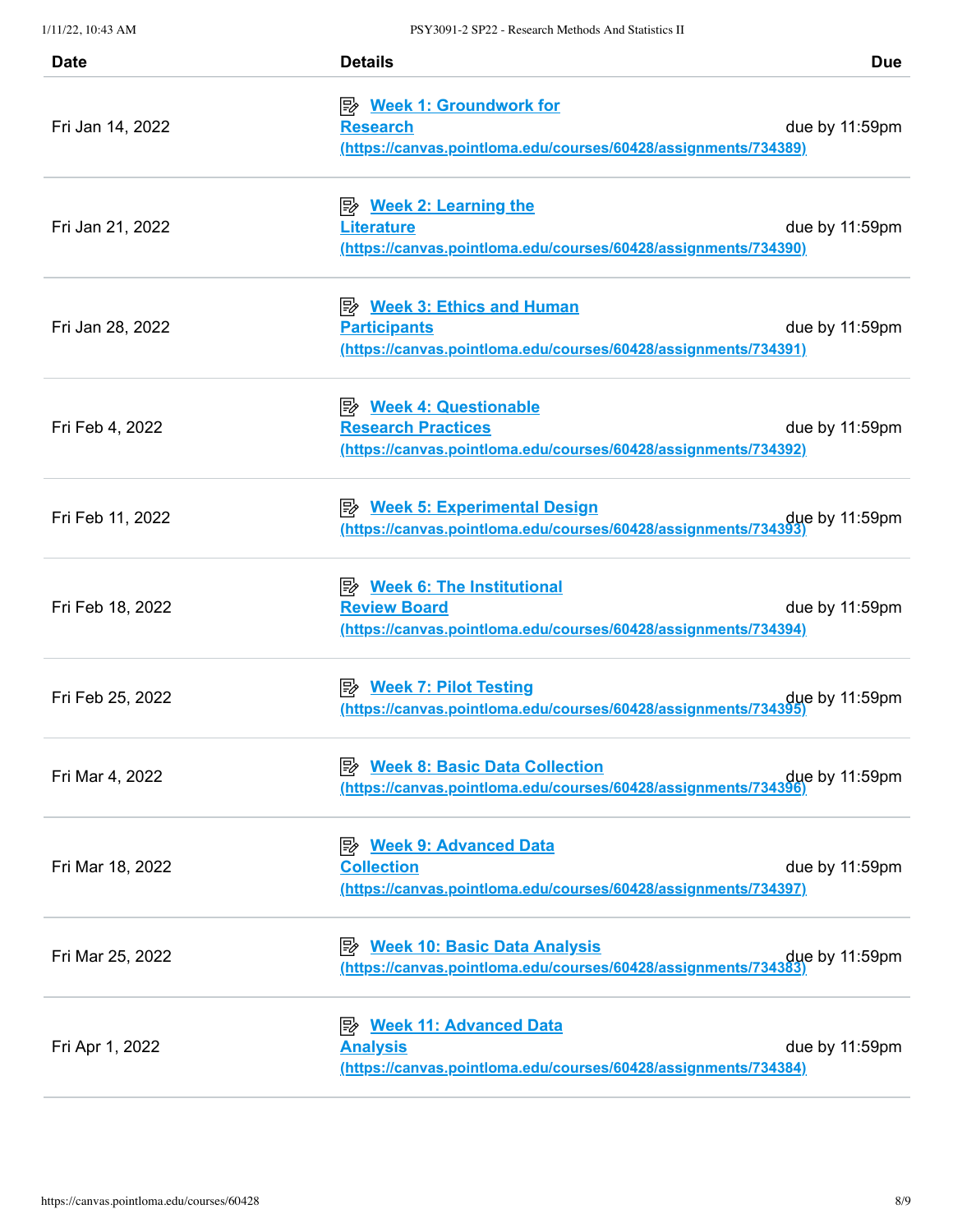| Date | Details | Due |
| --- | --- | --- |
| Fri Jan 14, 2022 | Week 1: Groundwork for Research (https://canvas.pointloma.edu/courses/60428/assignments/734389) | due by 11:59pm |
| Fri Jan 21, 2022 | Week 2: Learning the Literature (https://canvas.pointloma.edu/courses/60428/assignments/734390) | due by 11:59pm |
| Fri Jan 28, 2022 | Week 3: Ethics and Human Participants (https://canvas.pointloma.edu/courses/60428/assignments/734391) | due by 11:59pm |
| Fri Feb 4, 2022 | Week 4: Questionable Research Practices (https://canvas.pointloma.edu/courses/60428/assignments/734392) | due by 11:59pm |
| Fri Feb 11, 2022 | Week 5: Experimental Design (https://canvas.pointloma.edu/courses/60428/assignments/734393) | due by 11:59pm |
| Fri Feb 18, 2022 | Week 6: The Institutional Review Board (https://canvas.pointloma.edu/courses/60428/assignments/734394) | due by 11:59pm |
| Fri Feb 25, 2022 | Week 7: Pilot Testing (https://canvas.pointloma.edu/courses/60428/assignments/734395) | due by 11:59pm |
| Fri Mar 4, 2022 | Week 8: Basic Data Collection (https://canvas.pointloma.edu/courses/60428/assignments/734396) | due by 11:59pm |
| Fri Mar 18, 2022 | Week 9: Advanced Data Collection (https://canvas.pointloma.edu/courses/60428/assignments/734397) | due by 11:59pm |
| Fri Mar 25, 2022 | Week 10: Basic Data Analysis (https://canvas.pointloma.edu/courses/60428/assignments/734383) | due by 11:59pm |
| Fri Apr 1, 2022 | Week 11: Advanced Data Analysis (https://canvas.pointloma.edu/courses/60428/assignments/734384) | due by 11:59pm |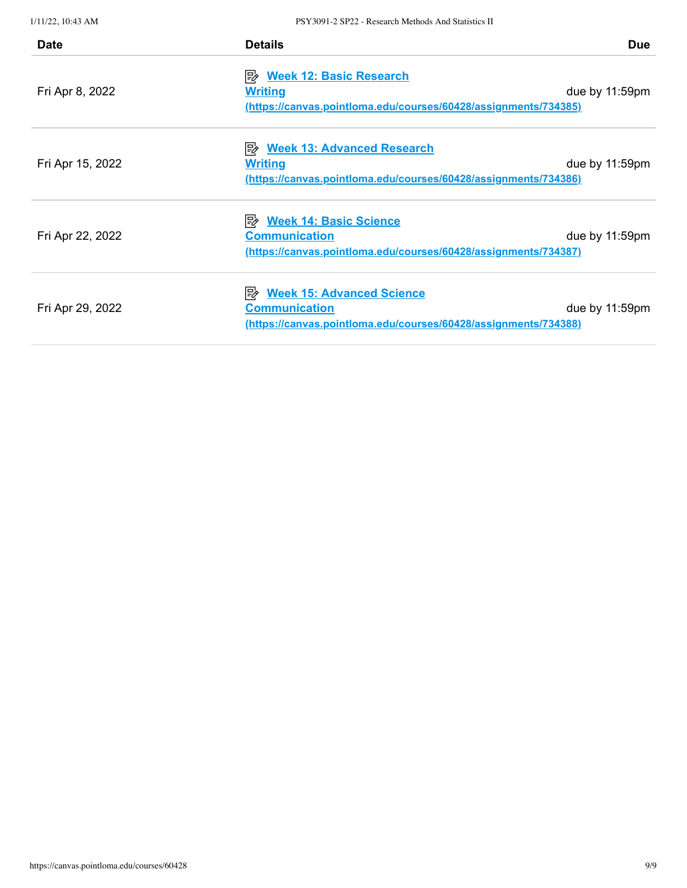| Date | Details | Due |
|---|---|---|
| Fri Apr 8, 2022 | [Week 12: Basic Research Writing (https://canvas.pointloma.edu/courses/60428/assignments/734385)](https://canvas.pointloma.edu/courses/60428/assignments/734385) | due by 11:59pm |
| Fri Apr 15, 2022 | [Week 13: Advanced Research Writing (https://canvas.pointloma.edu/courses/60428/assignments/734386)](https://canvas.pointloma.edu/courses/60428/assignments/734386) | due by 11:59pm |
| Fri Apr 22, 2022 | [Week 14: Basic Science Communication (https://canvas.pointloma.edu/courses/60428/assignments/734387)](https://canvas.pointloma.edu/courses/60428/assignments/734387) | due by 11:59pm |
| Fri Apr 29, 2022 | [Week 15: Advanced Science Communication (https://canvas.pointloma.edu/courses/60428/assignments/734388)](https://canvas.pointloma.edu/courses/60428/assignments/734388) | due by 11:59pm |